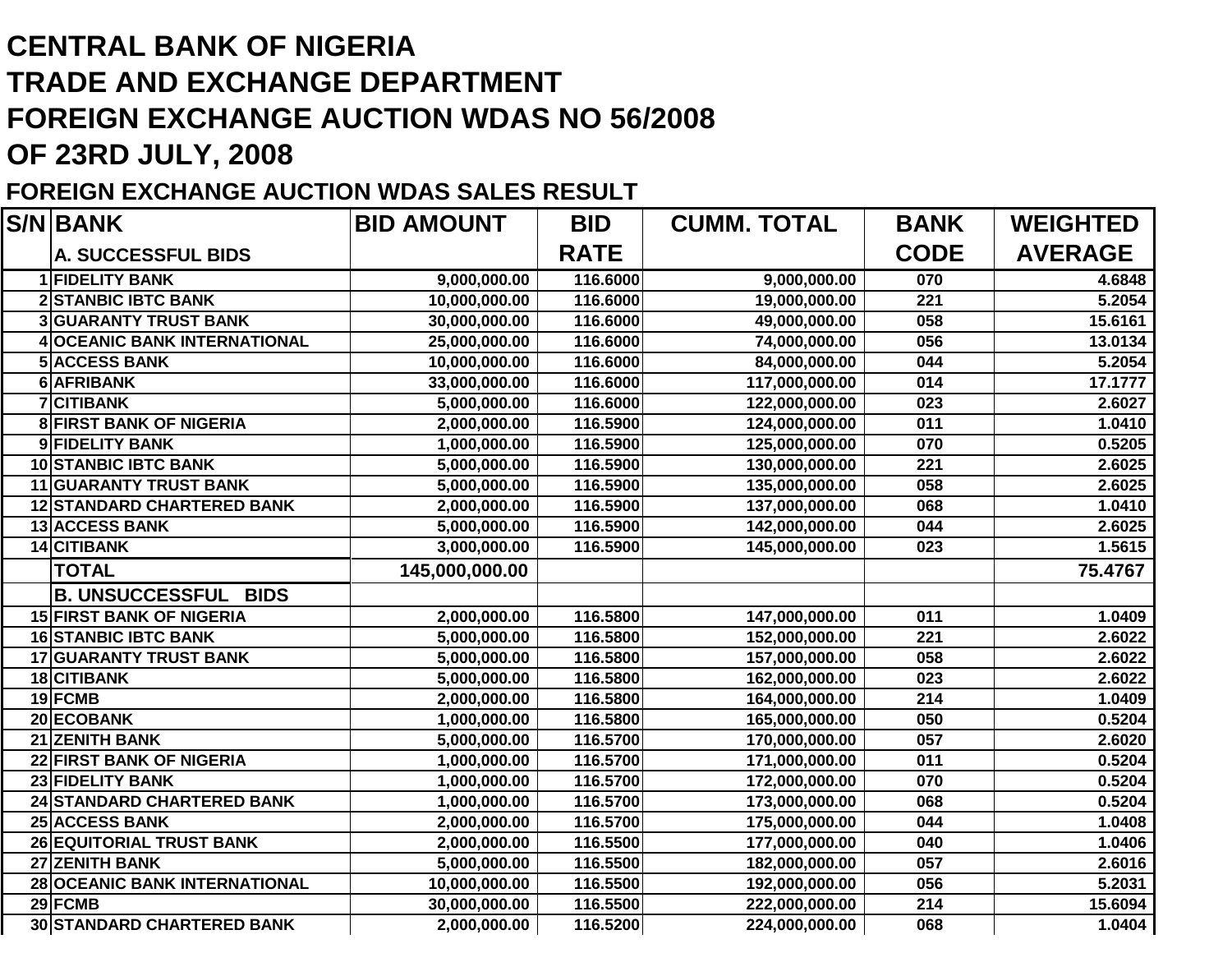# CENTRAL BANK OF NIGERIA
# TRADE AND EXCHANGE DEPARTMENT
# FOREIGN EXCHANGE AUCTION WDAS NO 56/2008
# OF 23RD JULY, 2008

## FOREIGN EXCHANGE AUCTION WDAS SALES RESULT

| S/N | BANK | BID AMOUNT | BID RATE | CUMM. TOTAL | BANK CODE | WEIGHTED AVERAGE |
|---|---|---|---|---|---|---|
| | **A. SUCCESSFUL BIDS** | | | | | |
| 1 | FIDELITY BANK | 9,000,000.00 | 116.6000 | 9,000,000.00 | 070 | 4.6848 |
| 2 | STANBIC IBTC BANK | 10,000,000.00 | 116.6000 | 19,000,000.00 | 221 | 5.2054 |
| 3 | GUARANTY TRUST BANK | 30,000,000.00 | 116.6000 | 49,000,000.00 | 058 | 15.6161 |
| 4 | OCEANIC BANK INTERNATIONAL | 25,000,000.00 | 116.6000 | 74,000,000.00 | 056 | 13.0134 |
| 5 | ACCESS BANK | 10,000,000.00 | 116.6000 | 84,000,000.00 | 044 | 5.2054 |
| 6 | AFRIBANK | 33,000,000.00 | 116.6000 | 117,000,000.00 | 014 | 17.1777 |
| 7 | CITIBANK | 5,000,000.00 | 116.6000 | 122,000,000.00 | 023 | 2.6027 |
| 8 | FIRST BANK OF NIGERIA | 2,000,000.00 | 116.5900 | 124,000,000.00 | 011 | 1.0410 |
| 9 | FIDELITY BANK | 1,000,000.00 | 116.5900 | 125,000,000.00 | 070 | 0.5205 |
| 10 | STANBIC IBTC BANK | 5,000,000.00 | 116.5900 | 130,000,000.00 | 221 | 2.6025 |
| 11 | GUARANTY TRUST BANK | 5,000,000.00 | 116.5900 | 135,000,000.00 | 058 | 2.6025 |
| 12 | STANDARD CHARTERED BANK | 2,000,000.00 | 116.5900 | 137,000,000.00 | 068 | 1.0410 |
| 13 | ACCESS BANK | 5,000,000.00 | 116.5900 | 142,000,000.00 | 044 | 2.6025 |
| 14 | CITIBANK | 3,000,000.00 | 116.5900 | 145,000,000.00 | 023 | 1.5615 |
| | **TOTAL** | **145,000,000.00** | | | | **75.4767** |
| | **B. UNSUCCESSFUL BIDS** | | | | | |
| 15 | FIRST BANK OF NIGERIA | 2,000,000.00 | 116.5800 | 147,000,000.00 | 011 | 1.0409 |
| 16 | STANBIC IBTC BANK | 5,000,000.00 | 116.5800 | 152,000,000.00 | 221 | 2.6022 |
| 17 | GUARANTY TRUST BANK | 5,000,000.00 | 116.5800 | 157,000,000.00 | 058 | 2.6022 |
| 18 | CITIBANK | 5,000,000.00 | 116.5800 | 162,000,000.00 | 023 | 2.6022 |
| 19 | FCMB | 2,000,000.00 | 116.5800 | 164,000,000.00 | 214 | 1.0409 |
| 20 | ECOBANK | 1,000,000.00 | 116.5800 | 165,000,000.00 | 050 | 0.5204 |
| 21 | ZENITH BANK | 5,000,000.00 | 116.5700 | 170,000,000.00 | 057 | 2.6020 |
| 22 | FIRST BANK OF NIGERIA | 1,000,000.00 | 116.5700 | 171,000,000.00 | 011 | 0.5204 |
| 23 | FIDELITY BANK | 1,000,000.00 | 116.5700 | 172,000,000.00 | 070 | 0.5204 |
| 24 | STANDARD CHARTERED BANK | 1,000,000.00 | 116.5700 | 173,000,000.00 | 068 | 0.5204 |
| 25 | ACCESS BANK | 2,000,000.00 | 116.5700 | 175,000,000.00 | 044 | 1.0408 |
| 26 | EQUITORIAL TRUST BANK | 2,000,000.00 | 116.5500 | 177,000,000.00 | 040 | 1.0406 |
| 27 | ZENITH BANK | 5,000,000.00 | 116.5500 | 182,000,000.00 | 057 | 2.6016 |
| 28 | OCEANIC BANK INTERNATIONAL | 10,000,000.00 | 116.5500 | 192,000,000.00 | 056 | 5.2031 |
| 29 | FCMB | 30,000,000.00 | 116.5500 | 222,000,000.00 | 214 | 15.6094 |
| 30 | STANDARD CHARTERED BANK | 2,000,000.00 | 116.5200 | 224,000,000.00 | 068 | 1.0404 |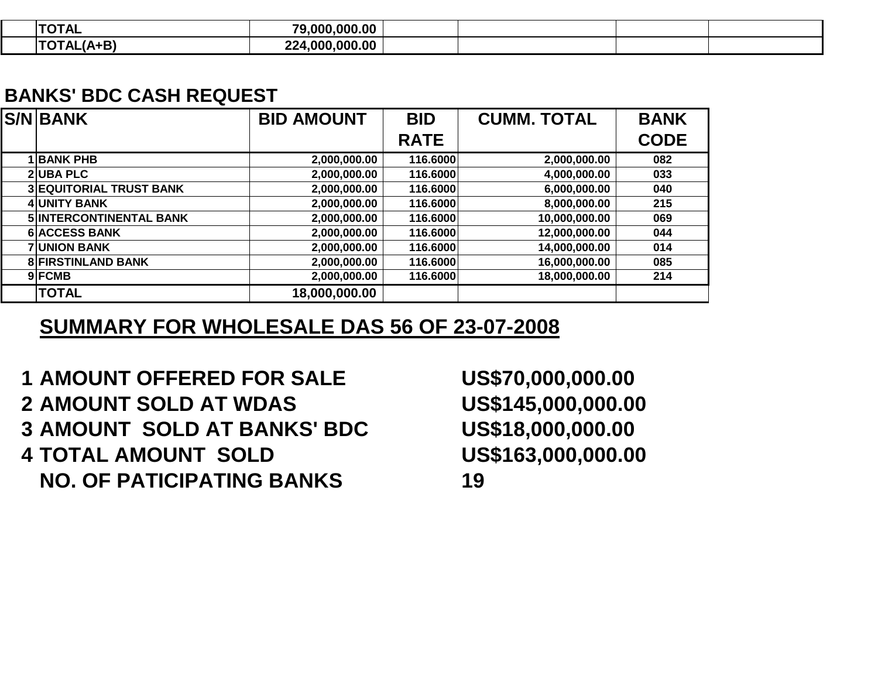| | | | | | | |
|---|---|---|---|---|---|---|
| | TOTAL | 79,000,000.00 | | | | |
| | TOTAL(A+B) | 224,000,000.00 | | | | |

## BANKS' BDC CASH REQUEST

| S/N | BANK | BID AMOUNT | BID RATE | CUMM. TOTAL | BANK CODE |
|---|---|---|---|---|---|
| 1 | BANK PHB | 2,000,000.00 | 116.6000 | 2,000,000.00 | 082 |
| 2 | UBA PLC | 2,000,000.00 | 116.6000 | 4,000,000.00 | 033 |
| 3 | EQUITORIAL TRUST BANK | 2,000,000.00 | 116.6000 | 6,000,000.00 | 040 |
| 4 | UNITY BANK | 2,000,000.00 | 116.6000 | 8,000,000.00 | 215 |
| 5 | INTERCONTINENTAL BANK | 2,000,000.00 | 116.6000 | 10,000,000.00 | 069 |
| 6 | ACCESS BANK | 2,000,000.00 | 116.6000 | 12,000,000.00 | 044 |
| 7 | UNION BANK | 2,000,000.00 | 116.6000 | 14,000,000.00 | 014 |
| 8 | FIRSTINLAND BANK | 2,000,000.00 | 116.6000 | 16,000,000.00 | 085 |
| 9 | FCMB | 2,000,000.00 | 116.6000 | 18,000,000.00 | 214 |
| | TOTAL | 18,000,000.00 | | | |

## SUMMARY FOR WHOLESALE DAS 56 OF 23-07-2008

| | | |
|---|---|---|
| 1 | AMOUNT OFFERED FOR SALE | US$70,000,000.00 |
| 2 | AMOUNT SOLD AT WDAS | US$145,000,000.00 |
| 3 | AMOUNT SOLD AT BANKS' BDC | US$18,000,000.00 |
| 4 | TOTAL AMOUNT SOLD | US$163,000,000.00 |
| | NO. OF PATICIPATING BANKS | 19 |